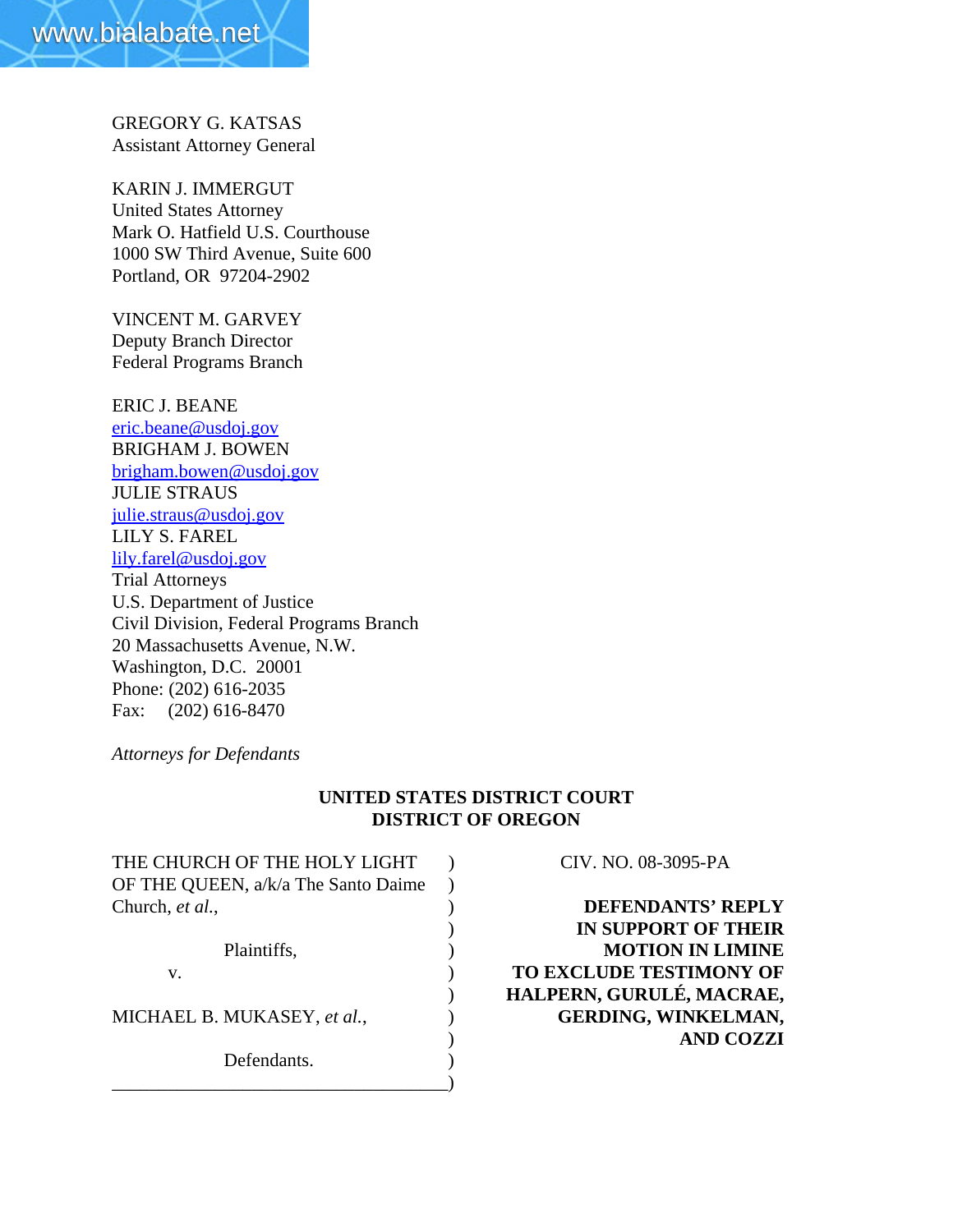GREGORY G. KATSAS
Assistant Attorney General

KARIN J. IMMERGUT
United States Attorney
Mark O. Hatfield U.S. Courthouse
1000 SW Third Avenue, Suite 600
Portland, OR 97204-2902

VINCENT M. GARVEY
Deputy Branch Director
Federal Programs Branch

ERIC J. BEANE
eric.beane@usdoj.gov
BRIGHAM J. BOWEN
brigham.bowen@usdoj.gov
JULIE STRAUS
julie.straus@usdoj.gov
LILY S. FAREL
lily.farel@usdoj.gov
Trial Attorneys
U.S. Department of Justice
Civil Division, Federal Programs Branch
20 Massachusetts Avenue, N.W.
Washington, D.C. 20001
Phone: (202) 616-2035
Fax: (202) 616-8470

*Attorneys for Defendants*

**UNITED STATES DISTRICT COURT**
**DISTRICT OF OREGON**

THE CHURCH OF THE HOLY LIGHT OF THE QUEEN, a/k/a The Santo Daime Church, *et al.*,

Plaintiffs,

v.

MICHAEL B. MUKASEY, *et al.*,

Defendants.

CIV. NO. 08-3095-PA

**DEFENDANTS' REPLY IN SUPPORT OF THEIR MOTION IN LIMINE TO EXCLUDE TESTIMONY OF HALPERN, GURULÉ, MACRAE, GERDING, WINKELMAN, AND COZZI**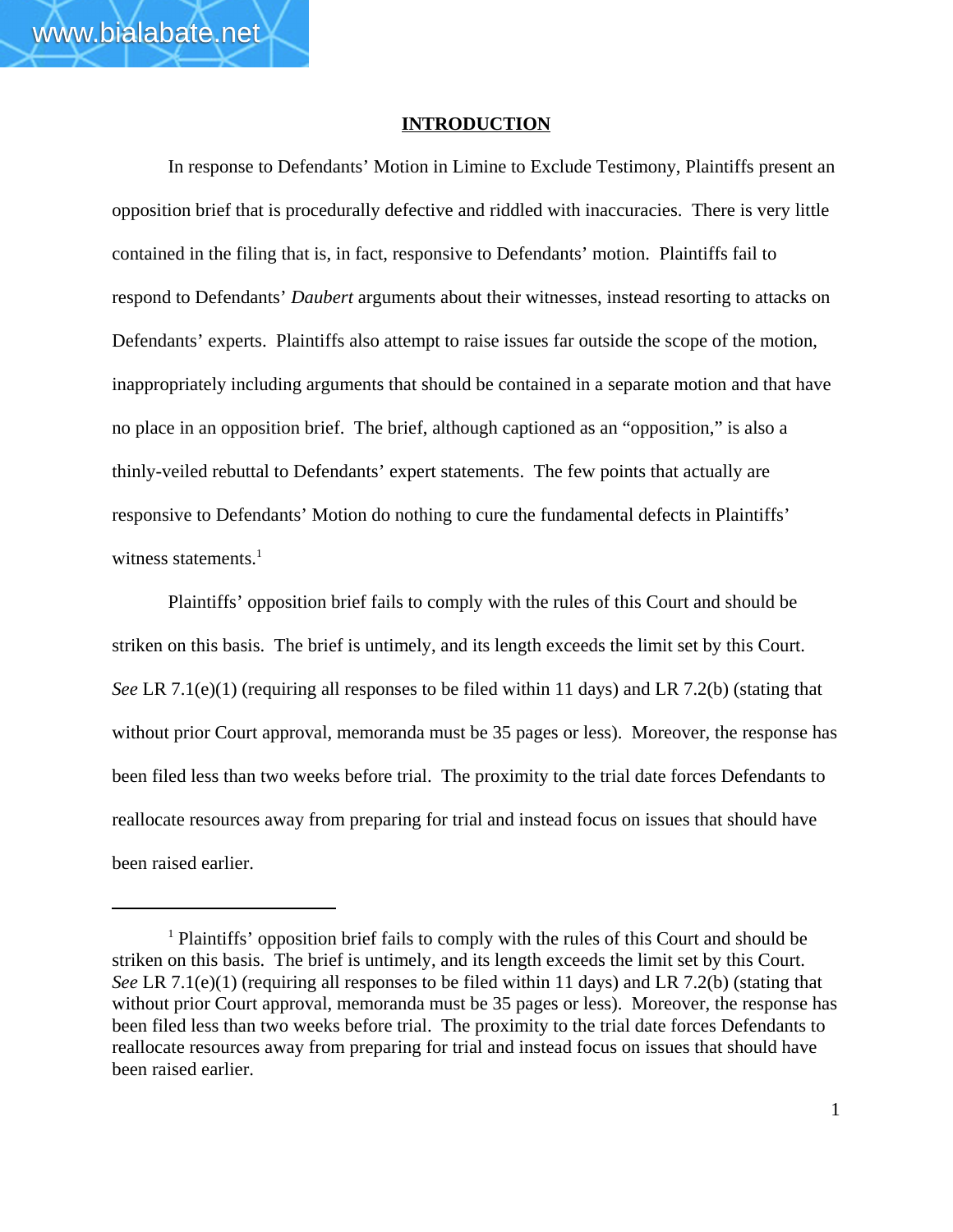## INTRODUCTION

In response to Defendants' Motion in Limine to Exclude Testimony, Plaintiffs present an opposition brief that is procedurally defective and riddled with inaccuracies. There is very little contained in the filing that is, in fact, responsive to Defendants' motion. Plaintiffs fail to respond to Defendants' *Daubert* arguments about their witnesses, instead resorting to attacks on Defendants' experts. Plaintiffs also attempt to raise issues far outside the scope of the motion, inappropriately including arguments that should be contained in a separate motion and that have no place in an opposition brief. The brief, although captioned as an "opposition," is also a thinly-veiled rebuttal to Defendants' expert statements. The few points that actually are responsive to Defendants' Motion do nothing to cure the fundamental defects in Plaintiffs' witness statements.[1]

Plaintiffs' opposition brief fails to comply with the rules of this Court and should be striken on this basis. The brief is untimely, and its length exceeds the limit set by this Court. *See* LR 7.1(e)(1) (requiring all responses to be filed within 11 days) and LR 7.2(b) (stating that without prior Court approval, memoranda must be 35 pages or less). Moreover, the response has been filed less than two weeks before trial. The proximity to the trial date forces Defendants to reallocate resources away from preparing for trial and instead focus on issues that should have been raised earlier.

---

[1] Plaintiffs' opposition brief fails to comply with the rules of this Court and should be striken on this basis. The brief is untimely, and its length exceeds the limit set by this Court. *See* LR 7.1(e)(1) (requiring all responses to be filed within 11 days) and LR 7.2(b) (stating that without prior Court approval, memoranda must be 35 pages or less). Moreover, the response has been filed less than two weeks before trial. The proximity to the trial date forces Defendants to reallocate resources away from preparing for trial and instead focus on issues that should have been raised earlier.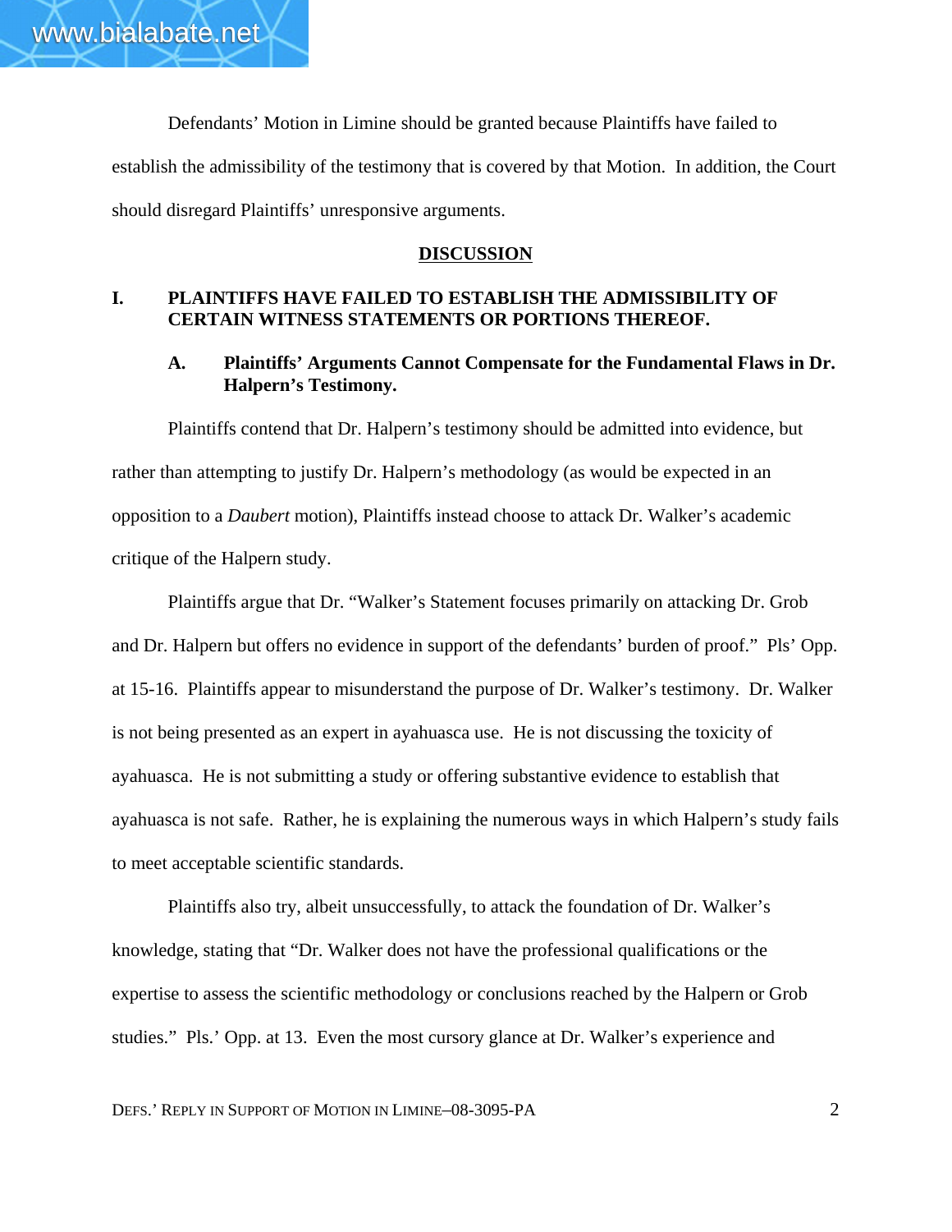Defendants' Motion in Limine should be granted because Plaintiffs have failed to establish the admissibility of the testimony that is covered by that Motion. In addition, the Court should disregard Plaintiffs' unresponsive arguments.

## DISCUSSION

### I. PLAINTIFFS HAVE FAILED TO ESTABLISH THE ADMISSIBILITY OF CERTAIN WITNESS STATEMENTS OR PORTIONS THEREOF.

#### A. Plaintiffs' Arguments Cannot Compensate for the Fundamental Flaws in Dr. Halpern's Testimony.

Plaintiffs contend that Dr. Halpern's testimony should be admitted into evidence, but rather than attempting to justify Dr. Halpern's methodology (as would be expected in an opposition to a *Daubert* motion), Plaintiffs instead choose to attack Dr. Walker's academic critique of the Halpern study.

Plaintiffs argue that Dr. "Walker's Statement focuses primarily on attacking Dr. Grob and Dr. Halpern but offers no evidence in support of the defendants' burden of proof." Pls' Opp. at 15-16. Plaintiffs appear to misunderstand the purpose of Dr. Walker's testimony. Dr. Walker is not being presented as an expert in ayahuasca use. He is not discussing the toxicity of ayahuasca. He is not submitting a study or offering substantive evidence to establish that ayahuasca is not safe. Rather, he is explaining the numerous ways in which Halpern's study fails to meet acceptable scientific standards.

Plaintiffs also try, albeit unsuccessfully, to attack the foundation of Dr. Walker's knowledge, stating that "Dr. Walker does not have the professional qualifications or the expertise to assess the scientific methodology or conclusions reached by the Halpern or Grob studies." Pls.' Opp. at 13. Even the most cursory glance at Dr. Walker's experience and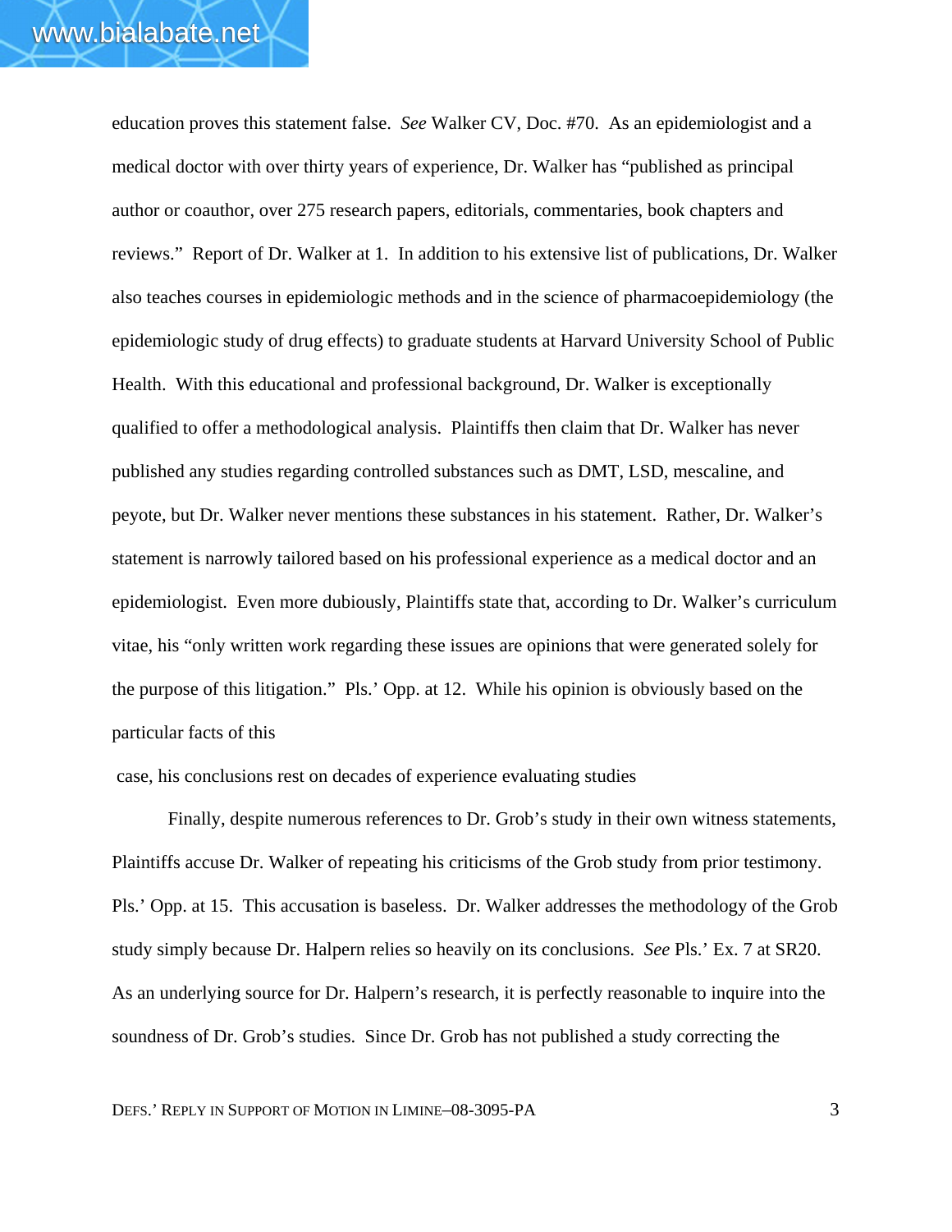education proves this statement false. *See* Walker CV, Doc. #70. As an epidemiologist and a medical doctor with over thirty years of experience, Dr. Walker has "published as principal author or coauthor, over 275 research papers, editorials, commentaries, book chapters and reviews." Report of Dr. Walker at 1. In addition to his extensive list of publications, Dr. Walker also teaches courses in epidemiologic methods and in the science of pharmacoepidemiology (the epidemiologic study of drug effects) to graduate students at Harvard University School of Public Health. With this educational and professional background, Dr. Walker is exceptionally qualified to offer a methodological analysis. Plaintiffs then claim that Dr. Walker has never published any studies regarding controlled substances such as DMT, LSD, mescaline, and peyote, but Dr. Walker never mentions these substances in his statement. Rather, Dr. Walker's statement is narrowly tailored based on his professional experience as a medical doctor and an epidemiologist. Even more dubiously, Plaintiffs state that, according to Dr. Walker's curriculum vitae, his "only written work regarding these issues are opinions that were generated solely for the purpose of this litigation." Pls.' Opp. at 12. While his opinion is obviously based on the particular facts of this

case, his conclusions rest on decades of experience evaluating studies

Finally, despite numerous references to Dr. Grob's study in their own witness statements, Plaintiffs accuse Dr. Walker of repeating his criticisms of the Grob study from prior testimony. Pls.' Opp. at 15. This accusation is baseless. Dr. Walker addresses the methodology of the Grob study simply because Dr. Halpern relies so heavily on its conclusions. *See* Pls.' Ex. 7 at SR20. As an underlying source for Dr. Halpern's research, it is perfectly reasonable to inquire into the soundness of Dr. Grob's studies. Since Dr. Grob has not published a study correcting the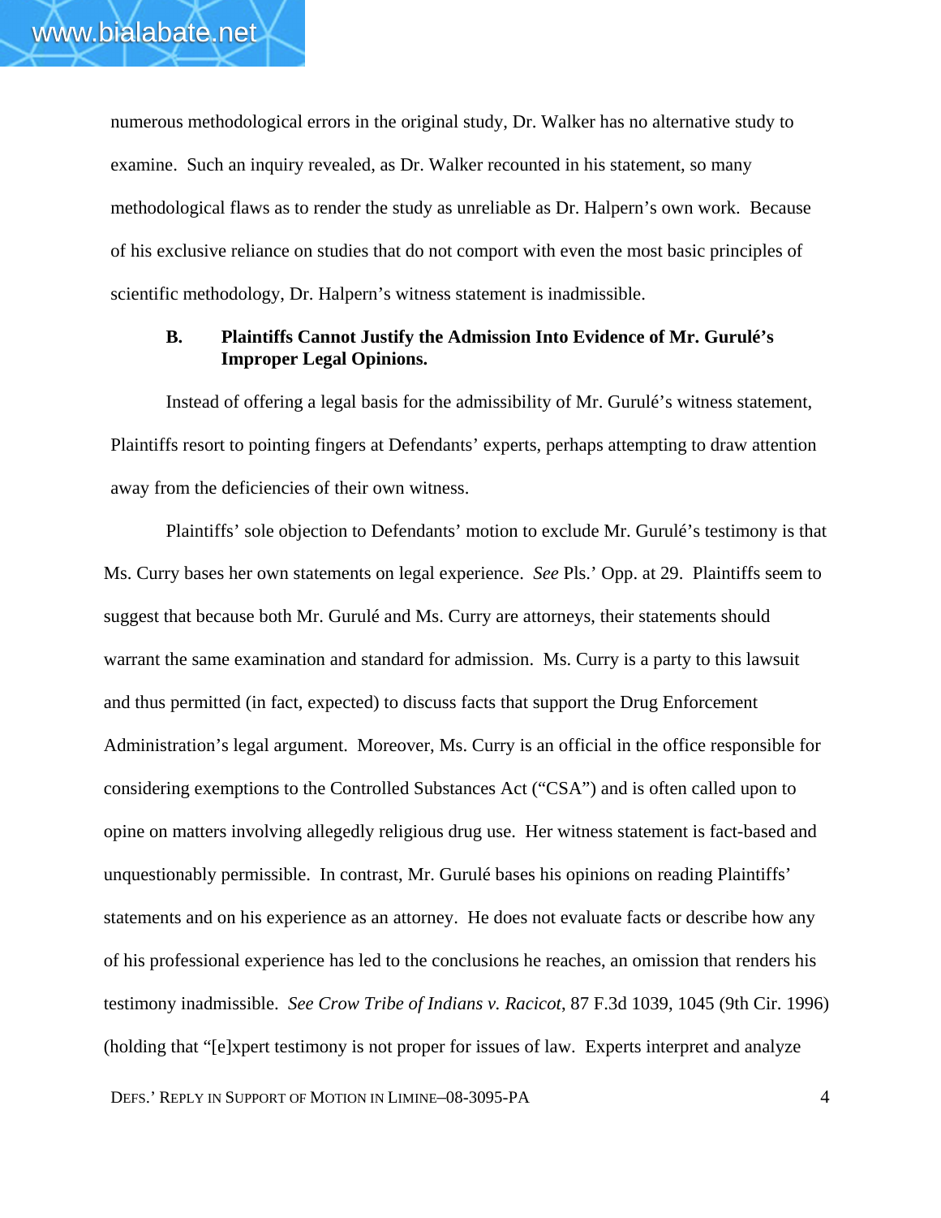numerous methodological errors in the original study, Dr. Walker has no alternative study to examine. Such an inquiry revealed, as Dr. Walker recounted in his statement, so many methodological flaws as to render the study as unreliable as Dr. Halpern's own work. Because of his exclusive reliance on studies that do not comport with even the most basic principles of scientific methodology, Dr. Halpern's witness statement is inadmissible.

### B. Plaintiffs Cannot Justify the Admission Into Evidence of Mr. Gurulé's Improper Legal Opinions.

Instead of offering a legal basis for the admissibility of Mr. Gurulé's witness statement, Plaintiffs resort to pointing fingers at Defendants' experts, perhaps attempting to draw attention away from the deficiencies of their own witness.

Plaintiffs' sole objection to Defendants' motion to exclude Mr. Gurulé's testimony is that Ms. Curry bases her own statements on legal experience. *See* Pls.' Opp. at 29. Plaintiffs seem to suggest that because both Mr. Gurulé and Ms. Curry are attorneys, their statements should warrant the same examination and standard for admission. Ms. Curry is a party to this lawsuit and thus permitted (in fact, expected) to discuss facts that support the Drug Enforcement Administration's legal argument. Moreover, Ms. Curry is an official in the office responsible for considering exemptions to the Controlled Substances Act ("CSA") and is often called upon to opine on matters involving allegedly religious drug use. Her witness statement is fact-based and unquestionably permissible. In contrast, Mr. Gurulé bases his opinions on reading Plaintiffs' statements and on his experience as an attorney. He does not evaluate facts or describe how any of his professional experience has led to the conclusions he reaches, an omission that renders his testimony inadmissible. *See Crow Tribe of Indians v. Racicot*, 87 F.3d 1039, 1045 (9th Cir. 1996) (holding that "[e]xpert testimony is not proper for issues of law. Experts interpret and analyze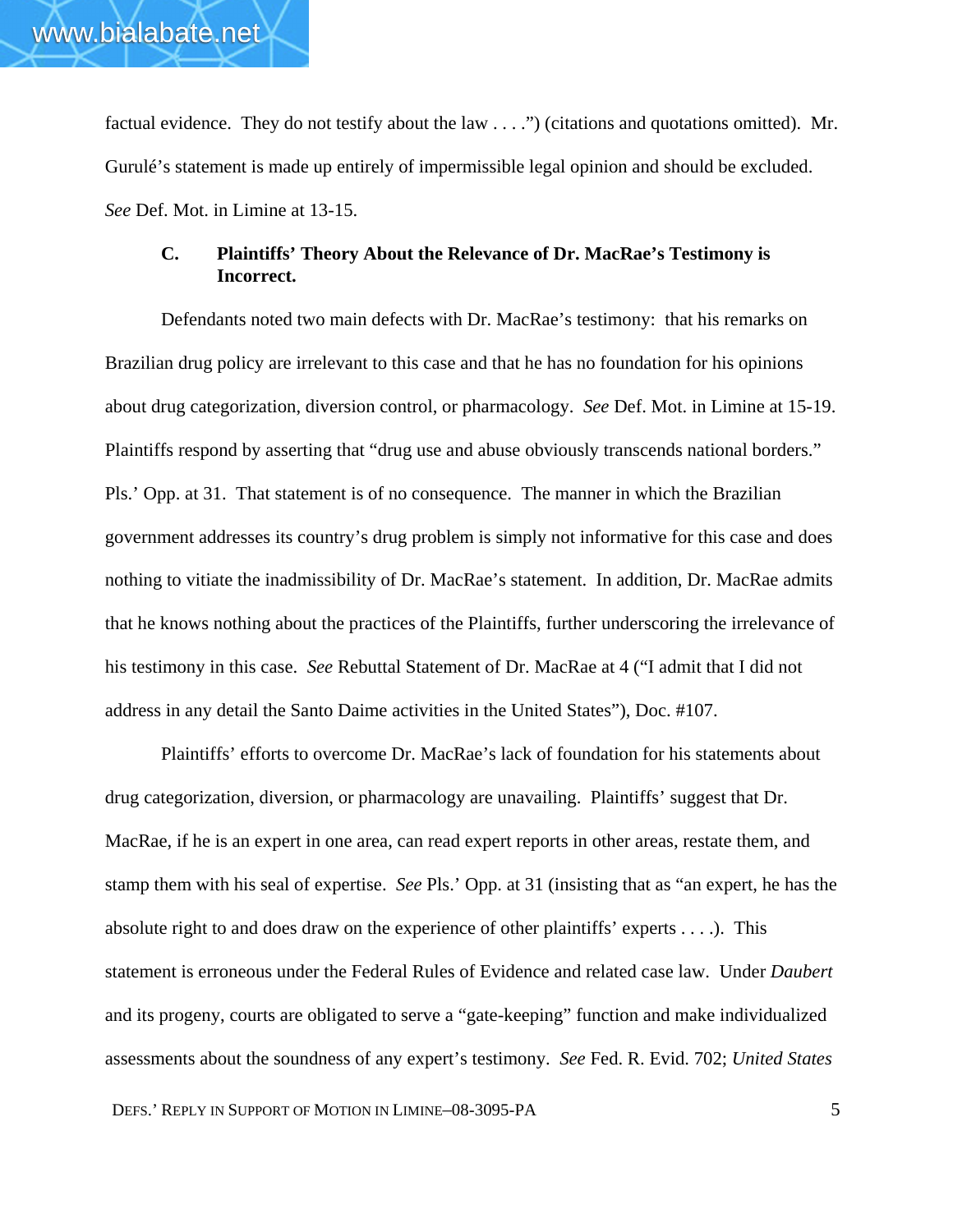factual evidence. They do not testify about the law . . . .") (citations and quotations omitted). Mr. Gurulé's statement is made up entirely of impermissible legal opinion and should be excluded. *See* Def. Mot. in Limine at 13-15.

### C. Plaintiffs' Theory About the Relevance of Dr. MacRae's Testimony is Incorrect.

Defendants noted two main defects with Dr. MacRae's testimony: that his remarks on Brazilian drug policy are irrelevant to this case and that he has no foundation for his opinions about drug categorization, diversion control, or pharmacology. *See* Def. Mot. in Limine at 15-19. Plaintiffs respond by asserting that "drug use and abuse obviously transcends national borders." Pls.' Opp. at 31. That statement is of no consequence. The manner in which the Brazilian government addresses its country's drug problem is simply not informative for this case and does nothing to vitiate the inadmissibility of Dr. MacRae's statement. In addition, Dr. MacRae admits that he knows nothing about the practices of the Plaintiffs, further underscoring the irrelevance of his testimony in this case. *See* Rebuttal Statement of Dr. MacRae at 4 ("I admit that I did not address in any detail the Santo Daime activities in the United States"), Doc. #107.

Plaintiffs' efforts to overcome Dr. MacRae's lack of foundation for his statements about drug categorization, diversion, or pharmacology are unavailing. Plaintiffs' suggest that Dr. MacRae, if he is an expert in one area, can read expert reports in other areas, restate them, and stamp them with his seal of expertise. *See* Pls.' Opp. at 31 (insisting that as "an expert, he has the absolute right to and does draw on the experience of other plaintiffs' experts . . . .). This statement is erroneous under the Federal Rules of Evidence and related case law. Under *Daubert* and its progeny, courts are obligated to serve a "gate-keeping" function and make individualized assessments about the soundness of any expert's testimony. *See* Fed. R. Evid. 702; *United States*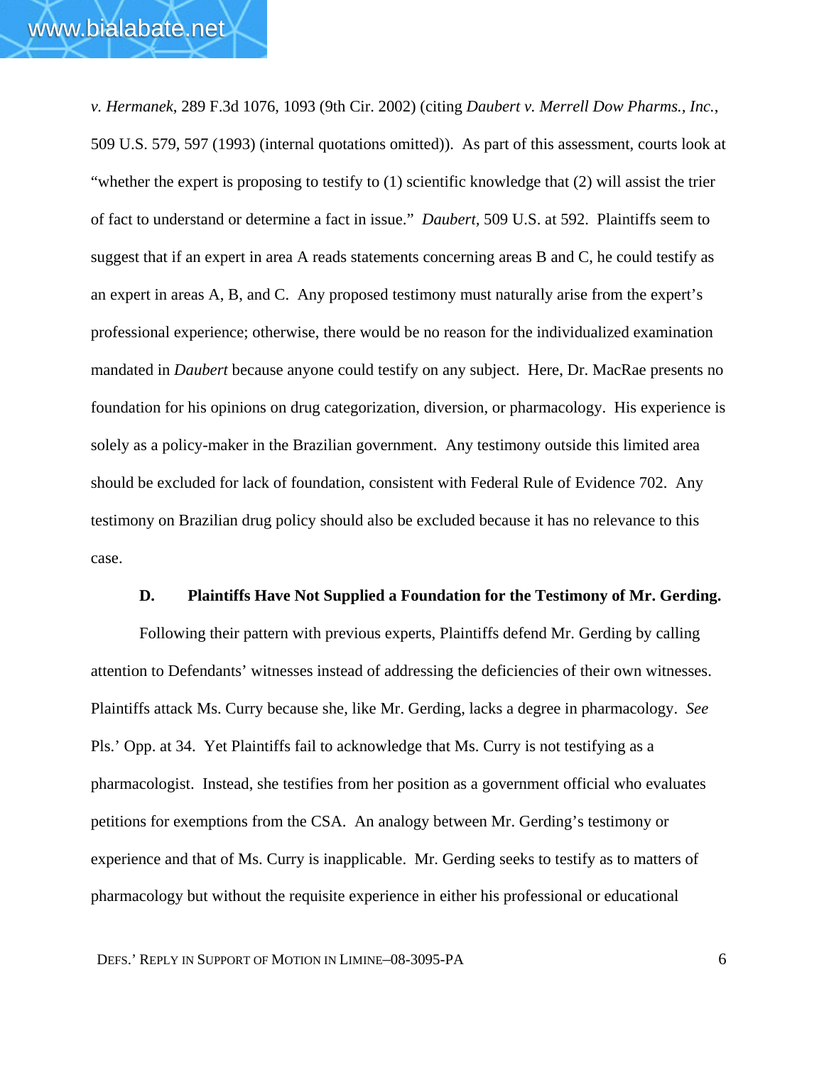*v. Hermanek*, 289 F.3d 1076, 1093 (9th Cir. 2002) (citing *Daubert v. Merrell Dow Pharms., Inc.*, 509 U.S. 579, 597 (1993) (internal quotations omitted)). As part of this assessment, courts look at "whether the expert is proposing to testify to (1) scientific knowledge that (2) will assist the trier of fact to understand or determine a fact in issue." *Daubert,* 509 U.S. at 592. Plaintiffs seem to suggest that if an expert in area A reads statements concerning areas B and C, he could testify as an expert in areas A, B, and C. Any proposed testimony must naturally arise from the expert's professional experience; otherwise, there would be no reason for the individualized examination mandated in *Daubert* because anyone could testify on any subject. Here, Dr. MacRae presents no foundation for his opinions on drug categorization, diversion, or pharmacology. His experience is solely as a policy-maker in the Brazilian government. Any testimony outside this limited area should be excluded for lack of foundation, consistent with Federal Rule of Evidence 702. Any testimony on Brazilian drug policy should also be excluded because it has no relevance to this case.

### D. Plaintiffs Have Not Supplied a Foundation for the Testimony of Mr. Gerding.

Following their pattern with previous experts, Plaintiffs defend Mr. Gerding by calling attention to Defendants' witnesses instead of addressing the deficiencies of their own witnesses. Plaintiffs attack Ms. Curry because she, like Mr. Gerding, lacks a degree in pharmacology. *See* Pls.' Opp. at 34. Yet Plaintiffs fail to acknowledge that Ms. Curry is not testifying as a pharmacologist. Instead, she testifies from her position as a government official who evaluates petitions for exemptions from the CSA. An analogy between Mr. Gerding's testimony or experience and that of Ms. Curry is inapplicable. Mr. Gerding seeks to testify as to matters of pharmacology but without the requisite experience in either his professional or educational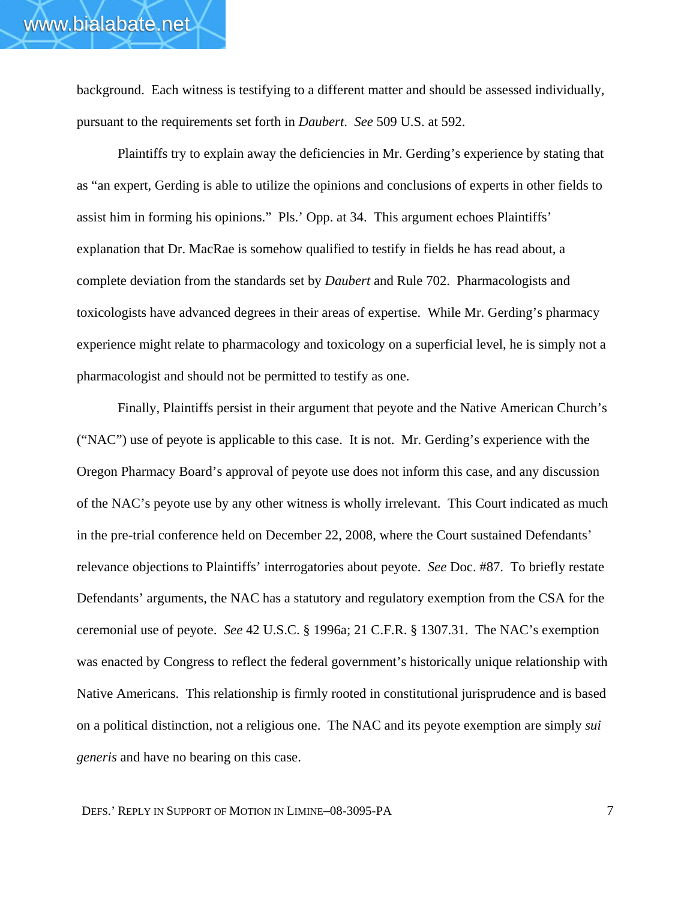background. Each witness is testifying to a different matter and should be assessed individually, pursuant to the requirements set forth in *Daubert*. *See* 509 U.S. at 592.

Plaintiffs try to explain away the deficiencies in Mr. Gerding's experience by stating that as "an expert, Gerding is able to utilize the opinions and conclusions of experts in other fields to assist him in forming his opinions." Pls.' Opp. at 34. This argument echoes Plaintiffs' explanation that Dr. MacRae is somehow qualified to testify in fields he has read about, a complete deviation from the standards set by *Daubert* and Rule 702. Pharmacologists and toxicologists have advanced degrees in their areas of expertise. While Mr. Gerding's pharmacy experience might relate to pharmacology and toxicology on a superficial level, he is simply not a pharmacologist and should not be permitted to testify as one.

Finally, Plaintiffs persist in their argument that peyote and the Native American Church's ("NAC") use of peyote is applicable to this case. It is not. Mr. Gerding's experience with the Oregon Pharmacy Board's approval of peyote use does not inform this case, and any discussion of the NAC's peyote use by any other witness is wholly irrelevant. This Court indicated as much in the pre-trial conference held on December 22, 2008, where the Court sustained Defendants' relevance objections to Plaintiffs' interrogatories about peyote. *See* Doc. #87. To briefly restate Defendants' arguments, the NAC has a statutory and regulatory exemption from the CSA for the ceremonial use of peyote. *See* 42 U.S.C. § 1996a; 21 C.F.R. § 1307.31. The NAC's exemption was enacted by Congress to reflect the federal government's historically unique relationship with Native Americans. This relationship is firmly rooted in constitutional jurisprudence and is based on a political distinction, not a religious one. The NAC and its peyote exemption are simply *sui generis* and have no bearing on this case.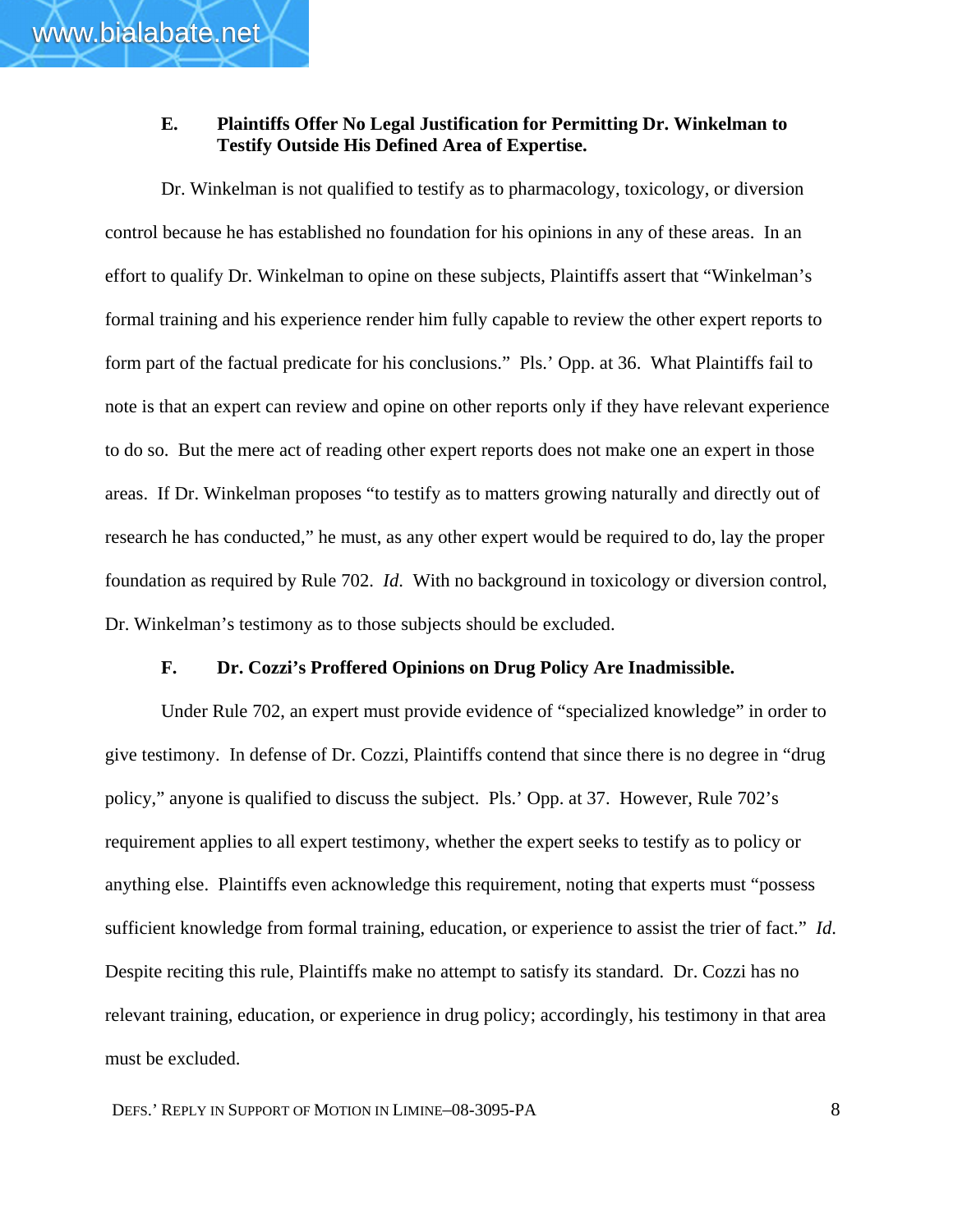### E. Plaintiffs Offer No Legal Justification for Permitting Dr. Winkelman to Testify Outside His Defined Area of Expertise.

Dr. Winkelman is not qualified to testify as to pharmacology, toxicology, or diversion control because he has established no foundation for his opinions in any of these areas. In an effort to qualify Dr. Winkelman to opine on these subjects, Plaintiffs assert that "Winkelman's formal training and his experience render him fully capable to review the other expert reports to form part of the factual predicate for his conclusions." Pls.' Opp. at 36. What Plaintiffs fail to note is that an expert can review and opine on other reports only if they have relevant experience to do so. But the mere act of reading other expert reports does not make one an expert in those areas. If Dr. Winkelman proposes "to testify as to matters growing naturally and directly out of research he has conducted," he must, as any other expert would be required to do, lay the proper foundation as required by Rule 702. *Id*. With no background in toxicology or diversion control, Dr. Winkelman's testimony as to those subjects should be excluded.

### F. Dr. Cozzi's Proffered Opinions on Drug Policy Are Inadmissible.

Under Rule 702, an expert must provide evidence of "specialized knowledge" in order to give testimony. In defense of Dr. Cozzi, Plaintiffs contend that since there is no degree in "drug policy," anyone is qualified to discuss the subject. Pls.' Opp. at 37. However, Rule 702's requirement applies to all expert testimony, whether the expert seeks to testify as to policy or anything else. Plaintiffs even acknowledge this requirement, noting that experts must "possess sufficient knowledge from formal training, education, or experience to assist the trier of fact." *Id*. Despite reciting this rule, Plaintiffs make no attempt to satisfy its standard. Dr. Cozzi has no relevant training, education, or experience in drug policy; accordingly, his testimony in that area must be excluded.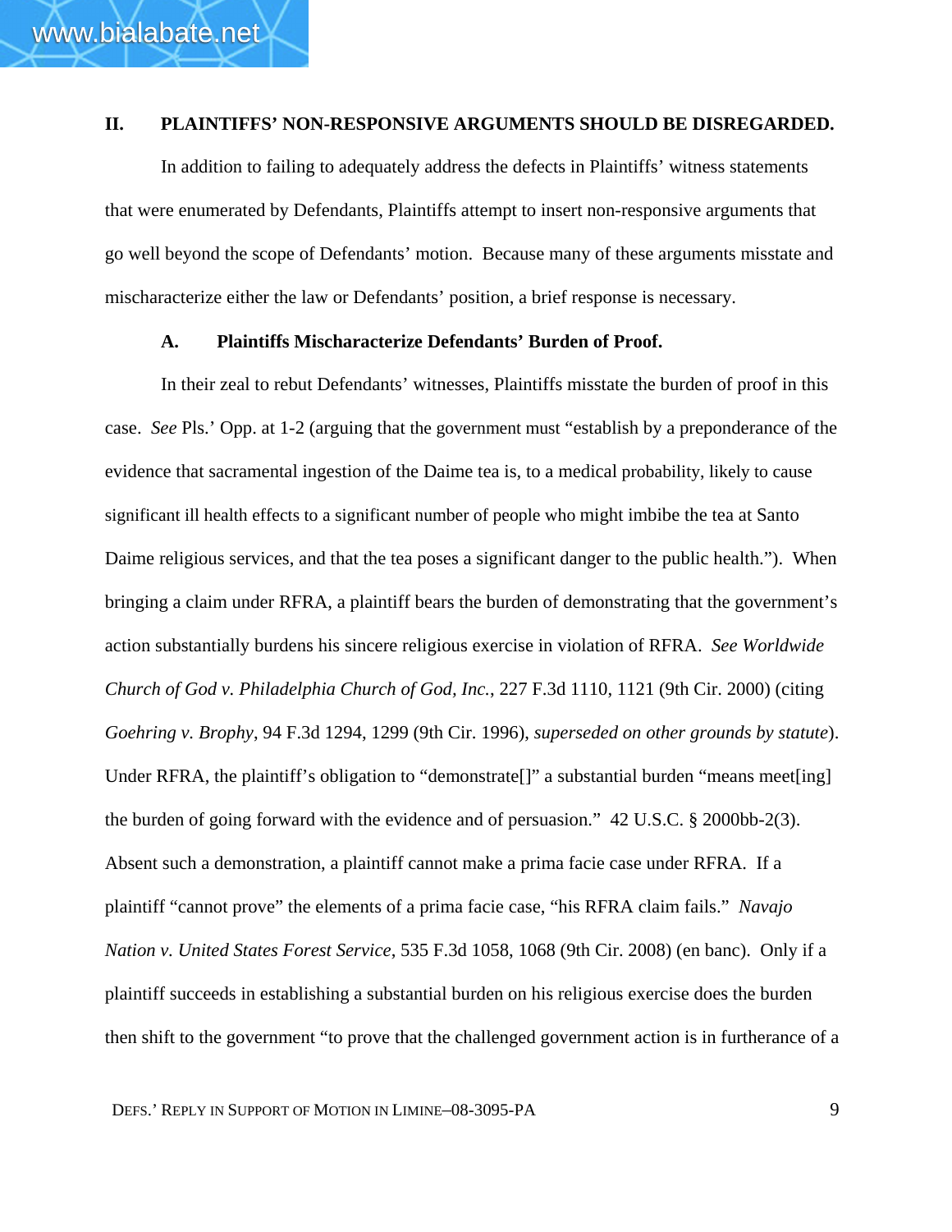## II. PLAINTIFFS' NON-RESPONSIVE ARGUMENTS SHOULD BE DISREGARDED.

In addition to failing to adequately address the defects in Plaintiffs' witness statements that were enumerated by Defendants, Plaintiffs attempt to insert non-responsive arguments that go well beyond the scope of Defendants' motion. Because many of these arguments misstate and mischaracterize either the law or Defendants' position, a brief response is necessary.

### A. Plaintiffs Mischaracterize Defendants' Burden of Proof.

In their zeal to rebut Defendants' witnesses, Plaintiffs misstate the burden of proof in this case. *See* Pls.' Opp. at 1-2 (arguing that the government must "establish by a preponderance of the evidence that sacramental ingestion of the Daime tea is, to a medical probability, likely to cause significant ill health effects to a significant number of people who might imbibe the tea at Santo Daime religious services, and that the tea poses a significant danger to the public health."). When bringing a claim under RFRA, a plaintiff bears the burden of demonstrating that the government's action substantially burdens his sincere religious exercise in violation of RFRA. *See Worldwide Church of God v. Philadelphia Church of God, Inc.*, 227 F.3d 1110, 1121 (9th Cir. 2000) (citing *Goehring v. Brophy*, 94 F.3d 1294, 1299 (9th Cir. 1996), *superseded on other grounds by statute*). Under RFRA, the plaintiff's obligation to "demonstrate[]" a substantial burden "means meet[ing] the burden of going forward with the evidence and of persuasion." 42 U.S.C. § 2000bb-2(3). Absent such a demonstration, a plaintiff cannot make a prima facie case under RFRA. If a plaintiff "cannot prove" the elements of a prima facie case, "his RFRA claim fails." *Navajo Nation v. United States Forest Service*, 535 F.3d 1058, 1068 (9th Cir. 2008) (en banc). Only if a plaintiff succeeds in establishing a substantial burden on his religious exercise does the burden then shift to the government "to prove that the challenged government action is in furtherance of a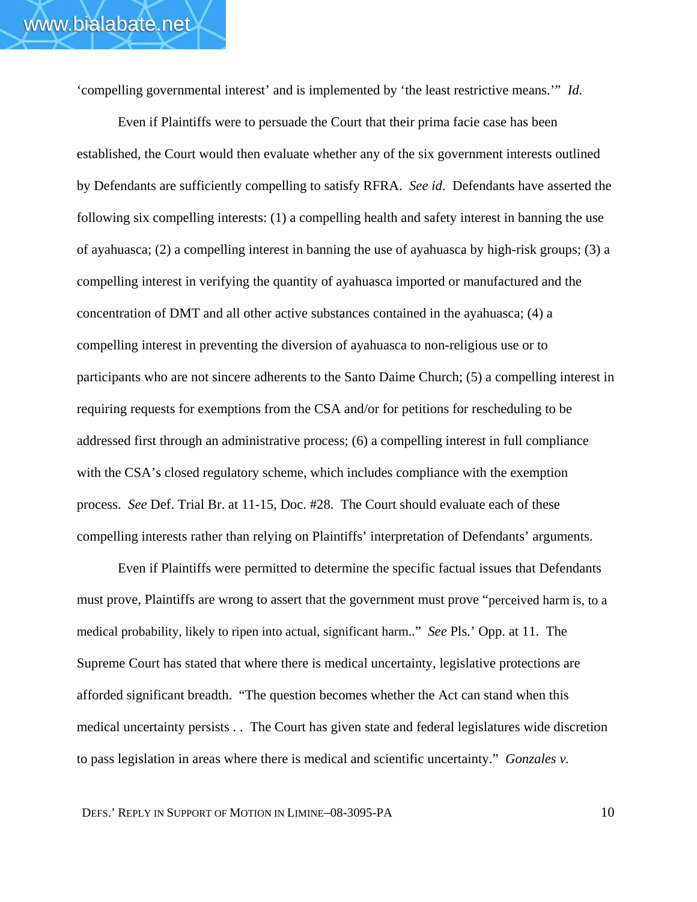'compelling governmental interest' and is implemented by 'the least restrictive means.'" *Id.*

Even if Plaintiffs were to persuade the Court that their prima facie case has been established, the Court would then evaluate whether any of the six government interests outlined by Defendants are sufficiently compelling to satisfy RFRA. *See id*. Defendants have asserted the following six compelling interests: (1) a compelling health and safety interest in banning the use of ayahuasca; (2) a compelling interest in banning the use of ayahuasca by high-risk groups; (3) a compelling interest in verifying the quantity of ayahuasca imported or manufactured and the concentration of DMT and all other active substances contained in the ayahuasca; (4) a compelling interest in preventing the diversion of ayahuasca to non-religious use or to participants who are not sincere adherents to the Santo Daime Church; (5) a compelling interest in requiring requests for exemptions from the CSA and/or for petitions for rescheduling to be addressed first through an administrative process; (6) a compelling interest in full compliance with the CSA's closed regulatory scheme, which includes compliance with the exemption process. *See* Def. Trial Br. at 11-15, Doc. #28. The Court should evaluate each of these compelling interests rather than relying on Plaintiffs' interpretation of Defendants' arguments.

Even if Plaintiffs were permitted to determine the specific factual issues that Defendants must prove, Plaintiffs are wrong to assert that the government must prove "perceived harm is, to a medical probability, likely to ripen into actual, significant harm.." *See* Pls.' Opp. at 11. The Supreme Court has stated that where there is medical uncertainty, legislative protections are afforded significant breadth. "The question becomes whether the Act can stand when this medical uncertainty persists . . The Court has given state and federal legislatures wide discretion to pass legislation in areas where there is medical and scientific uncertainty." *Gonzales v.*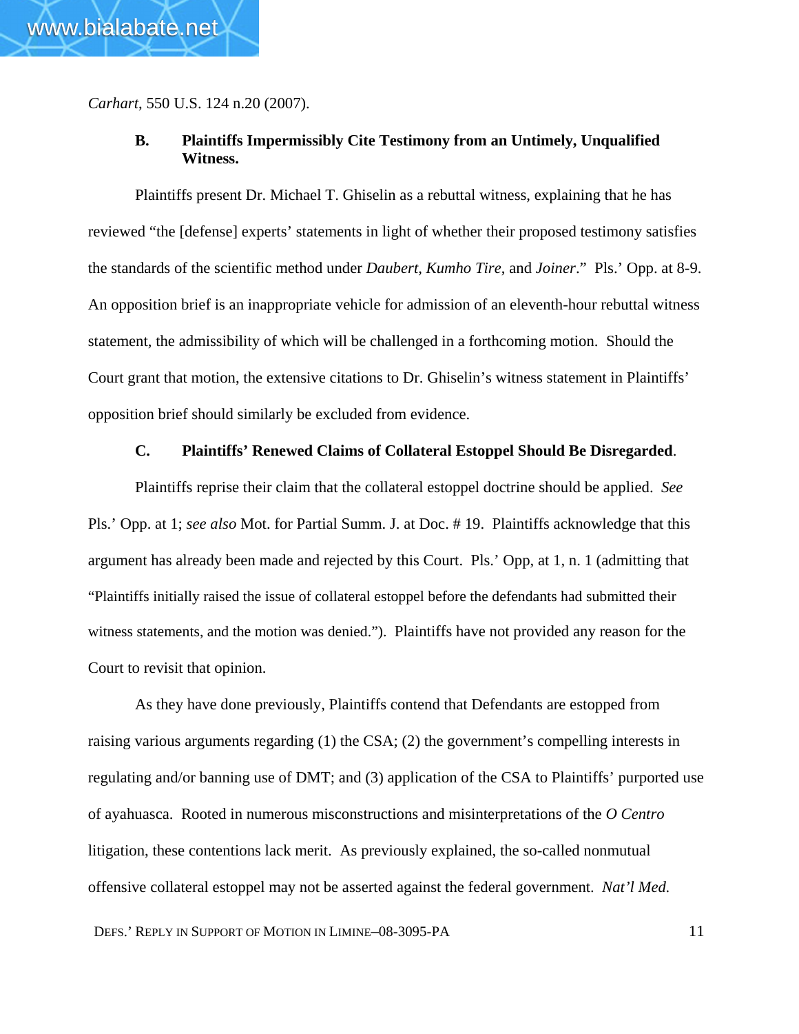*Carhart*, 550 U.S. 124 n.20 (2007).

### B. Plaintiffs Impermissibly Cite Testimony from an Untimely, Unqualified Witness.

Plaintiffs present Dr. Michael T. Ghiselin as a rebuttal witness, explaining that he has reviewed "the [defense] experts' statements in light of whether their proposed testimony satisfies the standards of the scientific method under *Daubert*, *Kumho Tire*, and *Joiner*." Pls.' Opp. at 8-9. An opposition brief is an inappropriate vehicle for admission of an eleventh-hour rebuttal witness statement, the admissibility of which will be challenged in a forthcoming motion. Should the Court grant that motion, the extensive citations to Dr. Ghiselin's witness statement in Plaintiffs' opposition brief should similarly be excluded from evidence.

### C. Plaintiffs' Renewed Claims of Collateral Estoppel Should Be Disregarded.

Plaintiffs reprise their claim that the collateral estoppel doctrine should be applied. *See* Pls.' Opp. at 1; *see also* Mot. for Partial Summ. J. at Doc. # 19. Plaintiffs acknowledge that this argument has already been made and rejected by this Court. Pls.' Opp, at 1, n. 1 (admitting that "Plaintiffs initially raised the issue of collateral estoppel before the defendants had submitted their witness statements, and the motion was denied."). Plaintiffs have not provided any reason for the Court to revisit that opinion.

As they have done previously, Plaintiffs contend that Defendants are estopped from raising various arguments regarding (1) the CSA; (2) the government's compelling interests in regulating and/or banning use of DMT; and (3) application of the CSA to Plaintiffs' purported use of ayahuasca. Rooted in numerous misconstructions and misinterpretations of the *O Centro* litigation, these contentions lack merit. As previously explained, the so-called nonmutual offensive collateral estoppel may not be asserted against the federal government. *Nat'l Med.*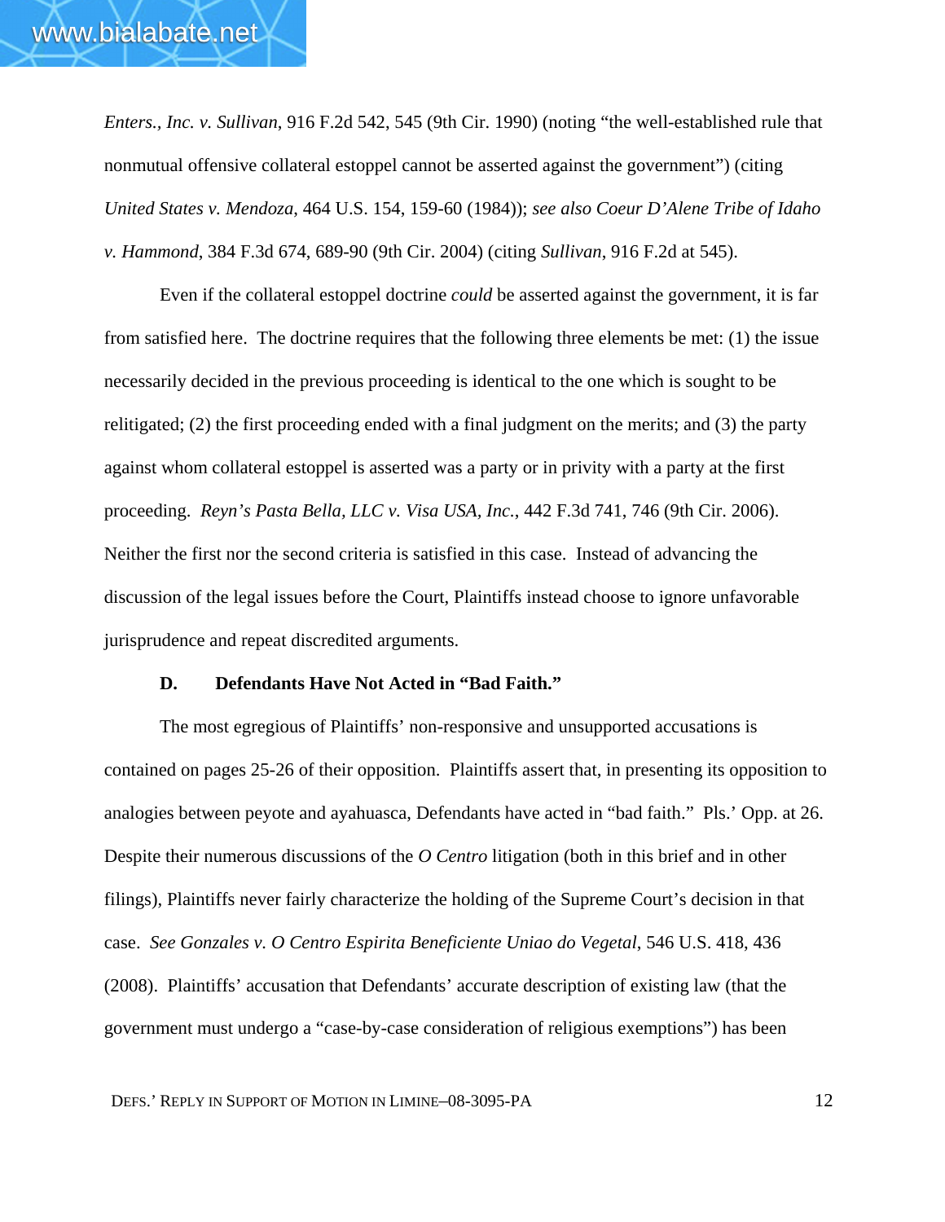*Enters., Inc. v. Sullivan*, 916 F.2d 542, 545 (9th Cir. 1990) (noting "the well-established rule that nonmutual offensive collateral estoppel cannot be asserted against the government") (citing *United States v. Mendoza*, 464 U.S. 154, 159-60 (1984)); *see also Coeur D'Alene Tribe of Idaho v. Hammond*, 384 F.3d 674, 689-90 (9th Cir. 2004) (citing *Sullivan*, 916 F.2d at 545).

Even if the collateral estoppel doctrine *could* be asserted against the government, it is far from satisfied here. The doctrine requires that the following three elements be met: (1) the issue necessarily decided in the previous proceeding is identical to the one which is sought to be relitigated; (2) the first proceeding ended with a final judgment on the merits; and (3) the party against whom collateral estoppel is asserted was a party or in privity with a party at the first proceeding. *Reyn's Pasta Bella, LLC v. Visa USA, Inc.*, 442 F.3d 741, 746 (9th Cir. 2006). Neither the first nor the second criteria is satisfied in this case. Instead of advancing the discussion of the legal issues before the Court, Plaintiffs instead choose to ignore unfavorable jurisprudence and repeat discredited arguments.

**D. Defendants Have Not Acted in "Bad Faith."**

The most egregious of Plaintiffs' non-responsive and unsupported accusations is contained on pages 25-26 of their opposition. Plaintiffs assert that, in presenting its opposition to analogies between peyote and ayahuasca, Defendants have acted in "bad faith." Pls.' Opp. at 26. Despite their numerous discussions of the *O Centro* litigation (both in this brief and in other filings), Plaintiffs never fairly characterize the holding of the Supreme Court's decision in that case. *See Gonzales v. O Centro Espirita Beneficiente Uniao do Vegetal*, 546 U.S. 418, 436 (2008). Plaintiffs' accusation that Defendants' accurate description of existing law (that the government must undergo a "case-by-case consideration of religious exemptions") has been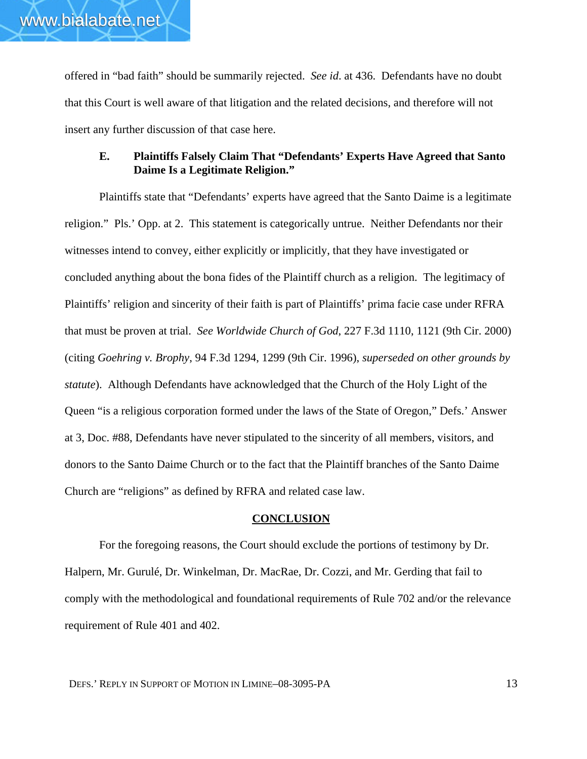offered in "bad faith" should be summarily rejected. *See id*. at 436. Defendants have no doubt that this Court is well aware of that litigation and the related decisions, and therefore will not insert any further discussion of that case here.

### E. Plaintiffs Falsely Claim That "Defendants' Experts Have Agreed that Santo Daime Is a Legitimate Religion."

Plaintiffs state that "Defendants' experts have agreed that the Santo Daime is a legitimate religion." Pls.' Opp. at 2. This statement is categorically untrue. Neither Defendants nor their witnesses intend to convey, either explicitly or implicitly, that they have investigated or concluded anything about the bona fides of the Plaintiff church as a religion. The legitimacy of Plaintiffs' religion and sincerity of their faith is part of Plaintiffs' prima facie case under RFRA that must be proven at trial. *See Worldwide Church of God*, 227 F.3d 1110, 1121 (9th Cir. 2000) (citing *Goehring v. Brophy*, 94 F.3d 1294, 1299 (9th Cir. 1996), *superseded on other grounds by statute*). Although Defendants have acknowledged that the Church of the Holy Light of the Queen "is a religious corporation formed under the laws of the State of Oregon," Defs.' Answer at 3, Doc. #88, Defendants have never stipulated to the sincerity of all members, visitors, and donors to the Santo Daime Church or to the fact that the Plaintiff branches of the Santo Daime Church are "religions" as defined by RFRA and related case law.

## CONCLUSION

For the foregoing reasons, the Court should exclude the portions of testimony by Dr. Halpern, Mr. Gurulé, Dr. Winkelman, Dr. MacRae, Dr. Cozzi, and Mr. Gerding that fail to comply with the methodological and foundational requirements of Rule 702 and/or the relevance requirement of Rule 401 and 402.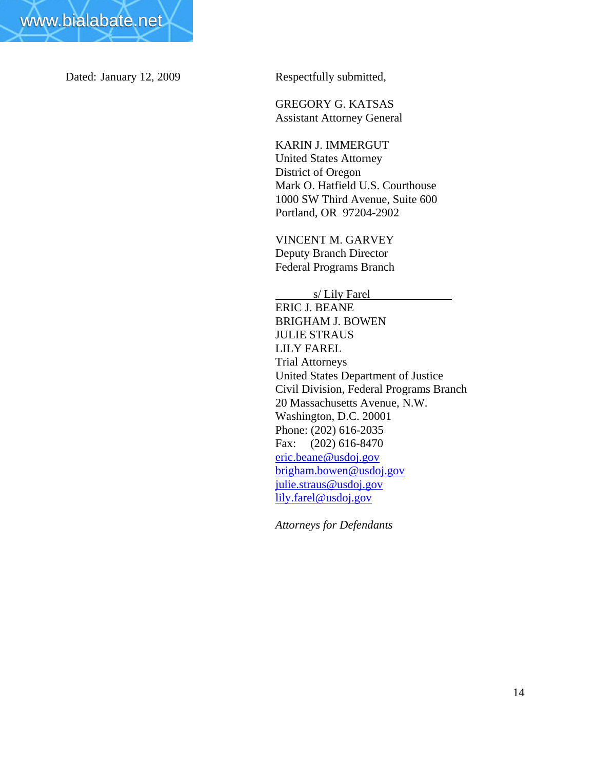Dated: January 12, 2009

Respectfully submitted,

GREGORY G. KATSAS
Assistant Attorney General

KARIN J. IMMERGUT
United States Attorney
District of Oregon
Mark O. Hatfield U.S. Courthouse
1000 SW Third Avenue, Suite 600
Portland, OR 97204-2902

VINCENT M. GARVEY
Deputy Branch Director
Federal Programs Branch

s/ Lily Farel
ERIC J. BEANE
BRIGHAM J. BOWEN
JULIE STRAUS
LILY FAREL
Trial Attorneys
United States Department of Justice
Civil Division, Federal Programs Branch
20 Massachusetts Avenue, N.W.
Washington, D.C. 20001
Phone: (202) 616-2035
Fax: (202) 616-8470
eric.beane@usdoj.gov
brigham.bowen@usdoj.gov
julie.straus@usdoj.gov
lily.farel@usdoj.gov

*Attorneys for Defendants*